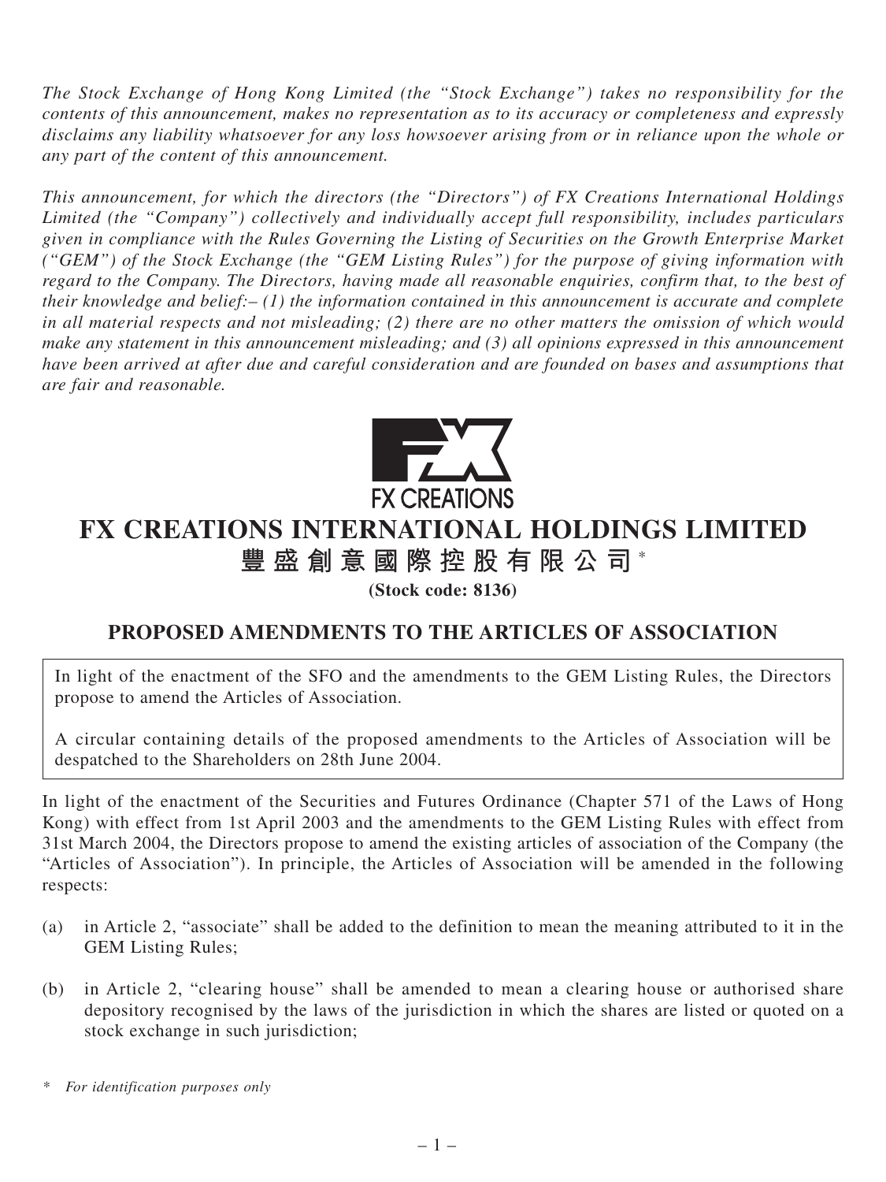*The Stock Exchange of Hong Kong Limited (the "Stock Exchange") takes no responsibility for the contents of this announcement, makes no representation as to its accuracy or completeness and expressly disclaims any liability whatsoever for any loss howsoever arising from or in reliance upon the whole or any part of the content of this announcement.*

*This announcement, for which the directors (the "Directors") of FX Creations International Holdings Limited (the "Company") collectively and individually accept full responsibility, includes particulars given in compliance with the Rules Governing the Listing of Securities on the Growth Enterprise Market ("GEM") of the Stock Exchange (the "GEM Listing Rules") for the purpose of giving information with regard to the Company. The Directors, having made all reasonable enquiries, confirm that, to the best of their knowledge and belief:– (1) the information contained in this announcement is accurate and complete in all material respects and not misleading; (2) there are no other matters the omission of which would make any statement in this announcement misleading; and (3) all opinions expressed in this announcement have been arrived at after due and careful consideration and are founded on bases and assumptions that are fair and reasonable.*

FX CREATIONS

# FX CREATIONS INTERNATIONAL HOLDINGS LIMITED

# 豐盛創意國際控股有限公司*

**(Stock code: 8136)**

## PROPOSED AMENDMENTS TO THE ARTICLES OF ASSOCIATION

In light of the enactment of the SFO and the amendments to the GEM Listing Rules, the Directors propose to amend the Articles of Association.

A circular containing details of the proposed amendments to the Articles of Association will be despatched to the Shareholders on 28th June 2004.

In light of the enactment of the Securities and Futures Ordinance (Chapter 571 of the Laws of Hong Kong) with effect from 1st April 2003 and the amendments to the GEM Listing Rules with effect from 31st March 2004, the Directors propose to amend the existing articles of association of the Company (the "Articles of Association"). In principle, the Articles of Association will be amended in the following respects:

(a) in Article 2, "associate" shall be added to the definition to mean the meaning attributed to it in the GEM Listing Rules;

(b) in Article 2, "clearing house" shall be amended to mean a clearing house or authorised share depository recognised by the laws of the jurisdiction in which the shares are listed or quoted on a stock exchange in such jurisdiction;

\* *For identification purposes only*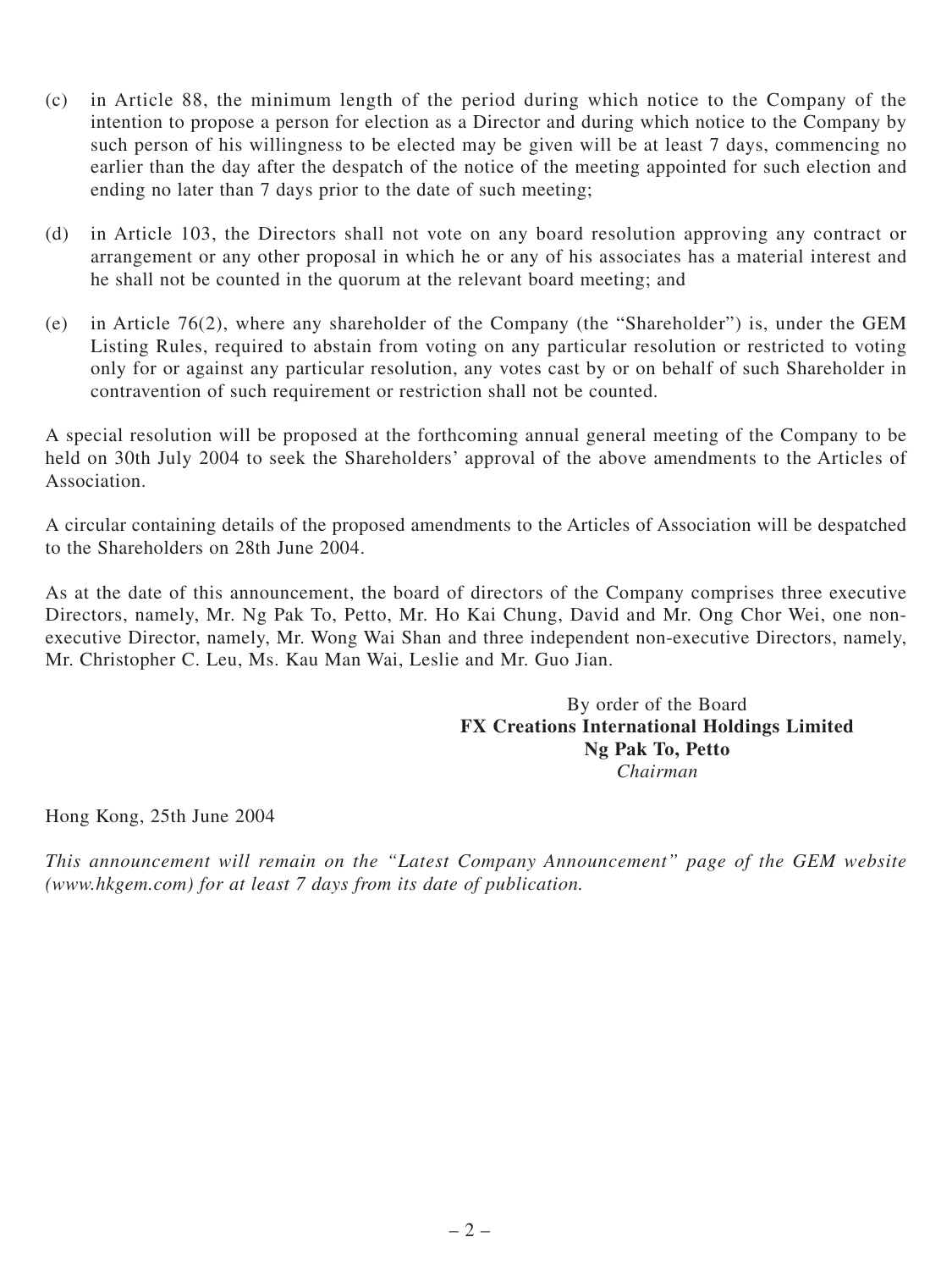(c) in Article 88, the minimum length of the period during which notice to the Company of the intention to propose a person for election as a Director and during which notice to the Company by such person of his willingness to be elected may be given will be at least 7 days, commencing no earlier than the day after the despatch of the notice of the meeting appointed for such election and ending no later than 7 days prior to the date of such meeting;

(d) in Article 103, the Directors shall not vote on any board resolution approving any contract or arrangement or any other proposal in which he or any of his associates has a material interest and he shall not be counted in the quorum at the relevant board meeting; and

(e) in Article 76(2), where any shareholder of the Company (the "Shareholder") is, under the GEM Listing Rules, required to abstain from voting on any particular resolution or restricted to voting only for or against any particular resolution, any votes cast by or on behalf of such Shareholder in contravention of such requirement or restriction shall not be counted.

A special resolution will be proposed at the forthcoming annual general meeting of the Company to be held on 30th July 2004 to seek the Shareholders' approval of the above amendments to the Articles of Association.

A circular containing details of the proposed amendments to the Articles of Association will be despatched to the Shareholders on 28th June 2004.

As at the date of this announcement, the board of directors of the Company comprises three executive Directors, namely, Mr. Ng Pak To, Petto, Mr. Ho Kai Chung, David and Mr. Ong Chor Wei, one non-executive Director, namely, Mr. Wong Wai Shan and three independent non-executive Directors, namely, Mr. Christopher C. Leu, Ms. Kau Man Wai, Leslie and Mr. Guo Jian.

By order of the Board
**FX Creations International Holdings Limited**
**Ng Pak To, Petto**
*Chairman*

Hong Kong, 25th June 2004

*This announcement will remain on the "Latest Company Announcement" page of the GEM website (www.hkgem.com) for at least 7 days from its date of publication.*